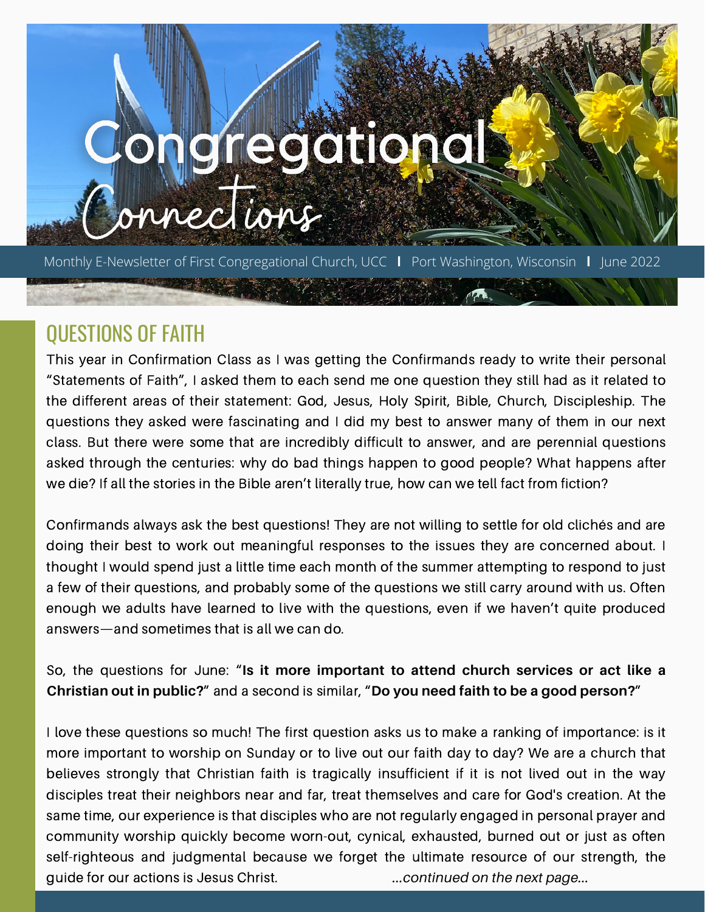# Congregational Connections

Monthly E-Newsletter of First Congregational Church, UCC | Port Washington, Wisconsin | June 2022

## QUESTIONS OF FAITH

This year in Confirmation Class as I was getting the Confirmands ready to write their personal "Statements of Faith", I asked them to each send me one question they still had as it related to the different areas of their statement: God, Jesus, Holy Spirit, Bible, Church, Discipleship. The questions they asked were fascinating and I did my best to answer many of them in our next class. But there were some that are incredibly difficult to answer, and are perennial questions asked through the centuries: why do bad things happen to good people? What happens after we die? If all the stories in the Bible aren't literally true, how can we tell fact from fiction?

Confirmands always ask the best questions! They are not willing to settle for old clichés and are doing their best to work out meaningful responses to the issues they are concerned about. I thought I would spend just a little time each month of the summer attempting to respond to just a few of their questions, and probably some of the questions we still carry around with us. Often enough we adults have learned to live with the questions, even if we haven't quite produced answers—and sometimes that is all we can do.

So, the questions for June: "**Is it more important to attend church services or act like a Christian out in public?**" and a second is similar, "**Do you need faith to be a good person?**"

I love these questions so much! The first question asks us to make a ranking of importance: is it more important to worship on Sunday or to live out our faith day to day? We are a church that believes strongly that Christian faith is tragically insufficient if it is not lived out in the way disciples treat their neighbors near and far, treat themselves and care for God's creation. At the same time, our experience is that disciples who are not regularly engaged in personal prayer and community worship quickly become worn-out, cynical, exhausted, burned out or just as often self-righteous and judgmental because we forget the ultimate resource of our strength, the guide for our actions is Jesus Christ. *...continued on the next page...*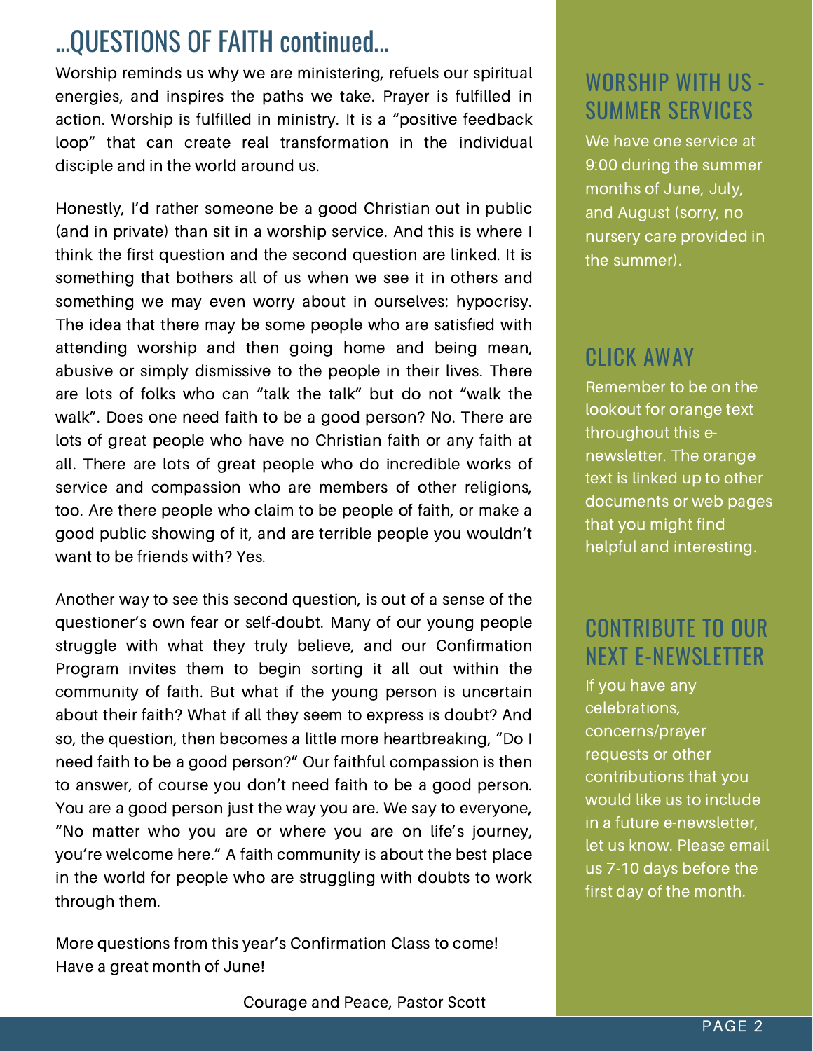# ...QUESTIONS OF FAITH continued...

Worship reminds us why we are ministering, refuels our spiritual energies, and inspires the paths we take. Prayer is fulfilled in action. Worship is fulfilled in ministry. It is a "positive feedback loop" that can create real transformation in the individual disciple and in the world around us.

Honestly, I'd rather someone be a good Christian out in public (and in private) than sit in a worship service. And this is where I think the first question and the second question are linked. It is something that bothers all of us when we see it in others and something we may even worry about in ourselves: hypocrisy. The idea that there may be some people who are satisfied with attending worship and then going home and being mean, abusive or simply dismissive to the people in their lives. There are lots of folks who can "talk the talk" but do not "walk the walk". Does one need faith to be a good person? No. There are lots of great people who have no Christian faith or any faith at all. There are lots of great people who do incredible works of service and compassion who are members of other religions, too. Are there people who claim to be people of faith, or make a good public showing of it, and are terrible people you wouldn't want to be friends with? Yes.

Another way to see this second question, is out of a sense of the questioner's own fear or self-doubt. Many of our young people struggle with what they truly believe, and our Confirmation Program invites them to begin sorting it all out within the community of faith. But what if the young person is uncertain about their faith? What if all they seem to express is doubt? And so, the question, then becomes a little more heartbreaking, "Do I need faith to be a good person?" Our faithful compassion is then to answer, of course you don't need faith to be a good person. You are a good person just the way you are. We say to everyone, "No matter who you are or where you are on life's journey, you're welcome here." A faith community is about the best place in the world for people who are struggling with doubts to work through them.

More questions from this year's Confirmation Class to come!
Have a great month of June!

Courage and Peace, Pastor Scott

## WORSHIP WITH US - SUMMER SERVICES

We have one service at 9:00 during the summer months of June, July, and August (sorry, no nursery care provided in the summer).

## CLICK AWAY

Remember to be on the lookout for orange text throughout this e-newsletter. The orange text is linked up to other documents or web pages that you might find helpful and interesting.

## CONTRIBUTE TO OUR NEXT E-NEWSLETTER

If you have any celebrations, concerns/prayer requests or other contributions that you would like us to include in a future e-newsletter, let us know. Please email us 7-10 days before the first day of the month.